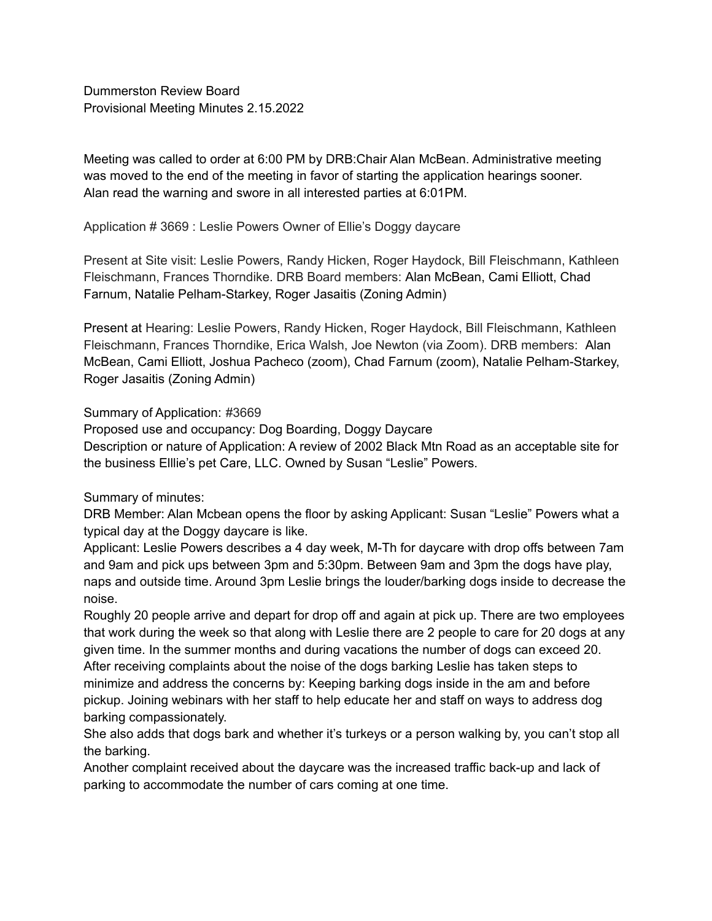Dummerston Review Board
Provisional Meeting Minutes 2.15.2022

Meeting was called to order at 6:00 PM by DRB:Chair Alan McBean. Administrative meeting was moved to the end of the meeting in favor of starting the application hearings sooner. Alan read the warning and swore in all interested parties at 6:01PM.

Application # 3669 : Leslie Powers Owner of Ellie's Doggy daycare

Present at Site visit: Leslie Powers, Randy Hicken, Roger Haydock, Bill Fleischmann, Kathleen Fleischmann, Frances Thorndike. DRB Board members: Alan McBean, Cami Elliott, Chad Farnum, Natalie Pelham-Starkey, Roger Jasaitis (Zoning Admin)

Present at Hearing: Leslie Powers, Randy Hicken, Roger Haydock, Bill Fleischmann, Kathleen Fleischmann, Frances Thorndike, Erica Walsh, Joe Newton (via Zoom). DRB members: Alan McBean, Cami Elliott, Joshua Pacheco (zoom), Chad Farnum (zoom), Natalie Pelham-Starkey, Roger Jasaitis (Zoning Admin)

Summary of Application: #3669
Proposed use and occupancy: Dog Boarding, Doggy Daycare
Description or nature of Application: A review of 2002 Black Mtn Road as an acceptable site for the business Elllie's pet Care, LLC. Owned by Susan "Leslie" Powers.

Summary of minutes:
DRB Member: Alan Mcbean opens the floor by asking Applicant: Susan "Leslie" Powers what a typical day at the Doggy daycare is like.
Applicant: Leslie Powers describes a 4 day week, M-Th for daycare with drop offs between 7am and 9am and pick ups between 3pm and 5:30pm. Between 9am and 3pm the dogs have play, naps and outside time. Around 3pm Leslie brings the louder/barking dogs inside to decrease the noise.
Roughly 20 people arrive and depart for drop off and again at pick up. There are two employees that work during the week so that along with Leslie there are 2 people to care for 20 dogs at any given time. In the summer months and during vacations the number of dogs can exceed 20.
After receiving complaints about the noise of the dogs barking Leslie has taken steps to minimize and address the concerns by: Keeping barking dogs inside in the am and before pickup. Joining webinars with her staff to help educate her and staff on ways to address dog barking compassionately.
She also adds that dogs bark and whether it's turkeys or a person walking by, you can't stop all the barking.
Another complaint received about the daycare was the increased traffic back-up and lack of parking to accommodate the number of cars coming at one time.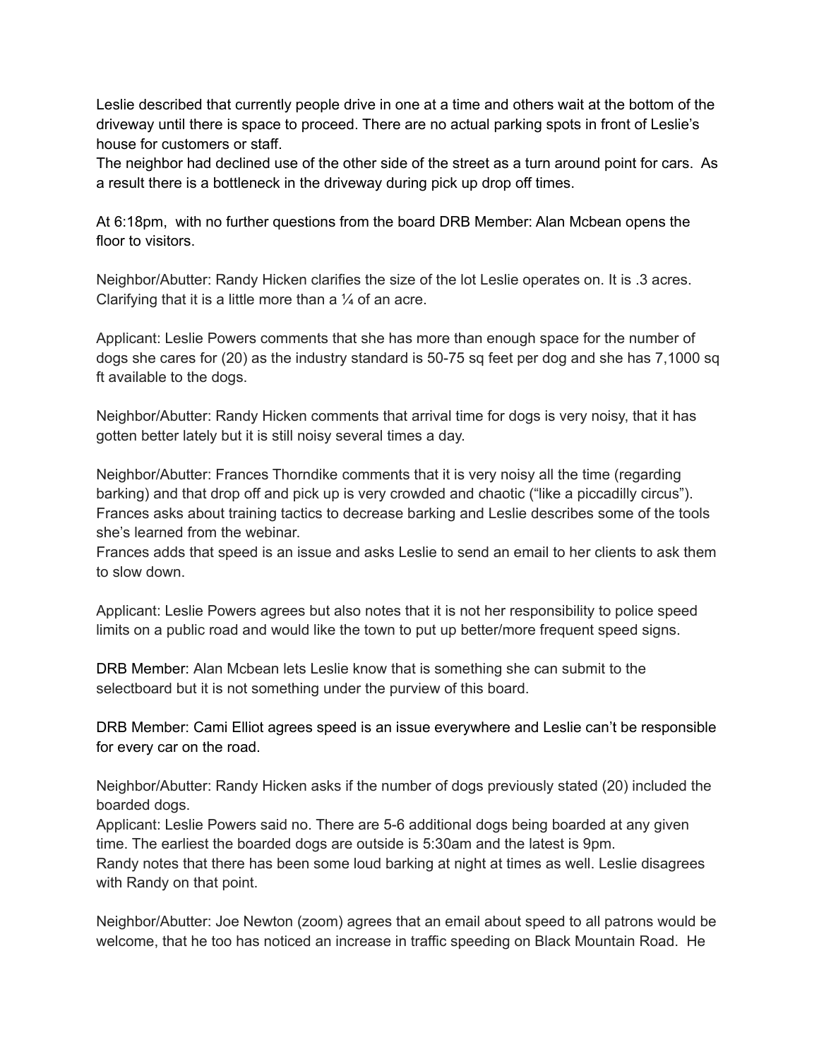Leslie described that currently people drive in one at a time and others wait at the bottom of the driveway until there is space to proceed. There are no actual parking spots in front of Leslie's house for customers or staff.
The neighbor had declined use of the other side of the street as a turn around point for cars. As a result there is a bottleneck in the driveway during pick up drop off times.

At 6:18pm, with no further questions from the board DRB Member: Alan Mcbean opens the floor to visitors.

Neighbor/Abutter: Randy Hicken clarifies the size of the lot Leslie operates on. It is .3 acres. Clarifying that it is a little more than a ¼ of an acre.

Applicant: Leslie Powers comments that she has more than enough space for the number of dogs she cares for (20) as the industry standard is 50-75 sq feet per dog and she has 7,1000 sq ft available to the dogs.

Neighbor/Abutter: Randy Hicken comments that arrival time for dogs is very noisy, that it has gotten better lately but it is still noisy several times a day.

Neighbor/Abutter: Frances Thorndike comments that it is very noisy all the time (regarding barking) and that drop off and pick up is very crowded and chaotic ("like a piccadilly circus"). Frances asks about training tactics to decrease barking and Leslie describes some of the tools she's learned from the webinar.
Frances adds that speed is an issue and asks Leslie to send an email to her clients to ask them to slow down.

Applicant: Leslie Powers agrees but also notes that it is not her responsibility to police speed limits on a public road and would like the town to put up better/more frequent speed signs.

DRB Member: Alan Mcbean lets Leslie know that is something she can submit to the selectboard but it is not something under the purview of this board.

DRB Member: Cami Elliot agrees speed is an issue everywhere and Leslie can't be responsible for every car on the road.

Neighbor/Abutter: Randy Hicken asks if the number of dogs previously stated (20) included the boarded dogs.
Applicant: Leslie Powers said no. There are 5-6 additional dogs being boarded at any given time. The earliest the boarded dogs are outside is 5:30am and the latest is 9pm.
Randy notes that there has been some loud barking at night at times as well. Leslie disagrees with Randy on that point.

Neighbor/Abutter: Joe Newton (zoom) agrees that an email about speed to all patrons would be welcome, that he too has noticed an increase in traffic speeding on Black Mountain Road. He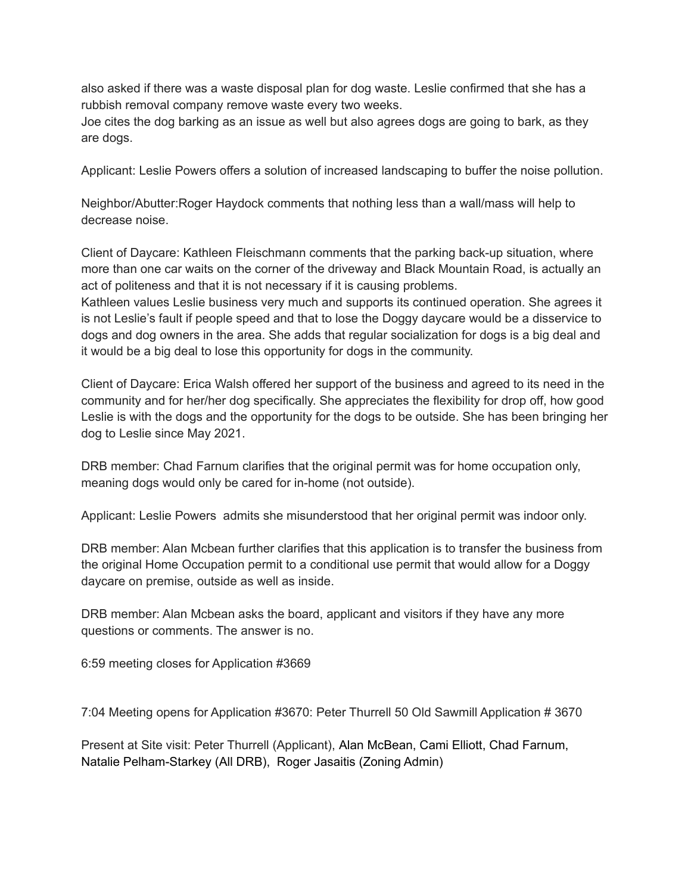also asked if there was a waste disposal plan for dog waste. Leslie confirmed that she has a rubbish removal company remove waste every two weeks.
Joe cites the dog barking as an issue as well but also agrees dogs are going to bark, as they are dogs.

Applicant: Leslie Powers offers a solution of increased landscaping to buffer the noise pollution.

Neighbor/Abutter:Roger Haydock comments that nothing less than a wall/mass will help to decrease noise.

Client of Daycare: Kathleen Fleischmann comments that the parking back-up situation, where more than one car waits on the corner of the driveway and Black Mountain Road, is actually an act of politeness and that it is not necessary if it is causing problems.
Kathleen values Leslie business very much and supports its continued operation. She agrees it is not Leslie's fault if people speed and that to lose the Doggy daycare would be a disservice to dogs and dog owners in the area. She adds that regular socialization for dogs is a big deal and it would be a big deal to lose this opportunity for dogs in the community.

Client of Daycare: Erica Walsh offered her support of the business and agreed to its need in the community and for her/her dog specifically. She appreciates the flexibility for drop off, how good Leslie is with the dogs and the opportunity for the dogs to be outside. She has been bringing her dog to Leslie since May 2021.

DRB member: Chad Farnum clarifies that the original permit was for home occupation only, meaning dogs would only be cared for in-home (not outside).

Applicant: Leslie Powers admits she misunderstood that her original permit was indoor only.

DRB member: Alan Mcbean further clarifies that this application is to transfer the business from the original Home Occupation permit to a conditional use permit that would allow for a Doggy daycare on premise, outside as well as inside.

DRB member: Alan Mcbean asks the board, applicant and visitors if they have any more questions or comments. The answer is no.

6:59 meeting closes for Application #3669

7:04 Meeting opens for Application #3670: Peter Thurrell 50 Old Sawmill Application # 3670

Present at Site visit: Peter Thurrell (Applicant), Alan McBean, Cami Elliott, Chad Farnum, Natalie Pelham-Starkey (All DRB), Roger Jasaitis (Zoning Admin)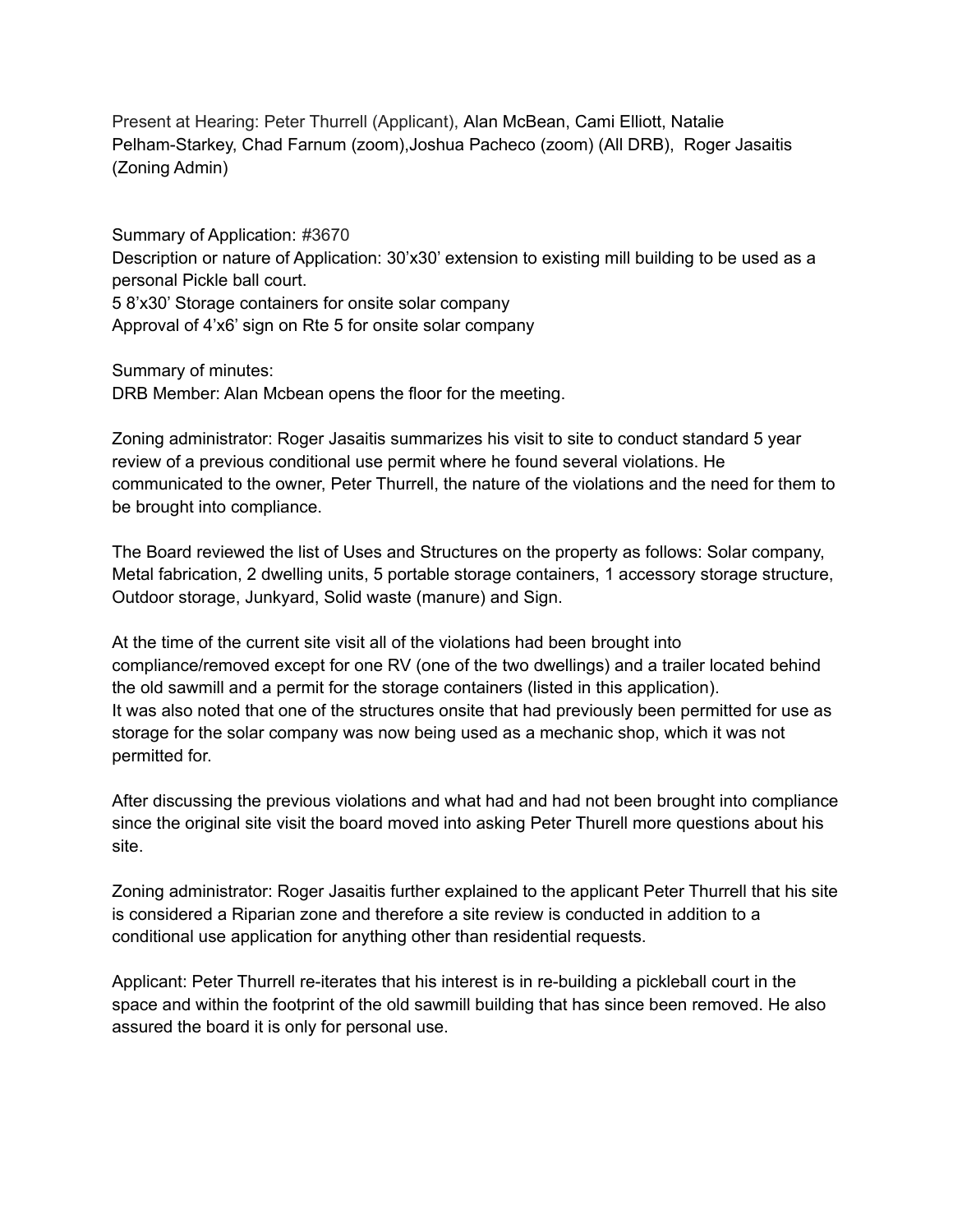Present at Hearing: Peter Thurrell (Applicant), Alan McBean, Cami Elliott, Natalie Pelham-Starkey, Chad Farnum (zoom),Joshua Pacheco (zoom) (All DRB), Roger Jasaitis (Zoning Admin)

Summary of Application: #3670
Description or nature of Application: 30'x30' extension to existing mill building to be used as a personal Pickle ball court.
5 8'x30' Storage containers for onsite solar company
Approval of 4'x6' sign on Rte 5 for onsite solar company

Summary of minutes:
DRB Member: Alan Mcbean opens the floor for the meeting.

Zoning administrator: Roger Jasaitis summarizes his visit to site to conduct standard 5 year review of a previous conditional use permit where he found several violations. He communicated to the owner, Peter Thurrell, the nature of the violations and the need for them to be brought into compliance.

The Board reviewed the list of Uses and Structures on the property as follows: Solar company, Metal fabrication, 2 dwelling units, 5 portable storage containers, 1 accessory storage structure, Outdoor storage, Junkyard, Solid waste (manure) and Sign.

At the time of the current site visit all of the violations had been brought into compliance/removed except for one RV (one of the two dwellings) and a trailer located behind the old sawmill and a permit for the storage containers (listed in this application).
It was also noted that one of the structures onsite that had previously been permitted for use as storage for the solar company was now being used as a mechanic shop, which it was not permitted for.

After discussing the previous violations and what had and had not been brought into compliance since the original site visit the board moved into asking Peter Thurell more questions about his site.

Zoning administrator: Roger Jasaitis further explained to the applicant Peter Thurrell that his site is considered a Riparian zone and therefore a site review is conducted in addition to a conditional use application for anything other than residential requests.

Applicant: Peter Thurrell re-iterates that his interest is in re-building a pickleball court in the space and within the footprint of the old sawmill building that has since been removed. He also assured the board it is only for personal use.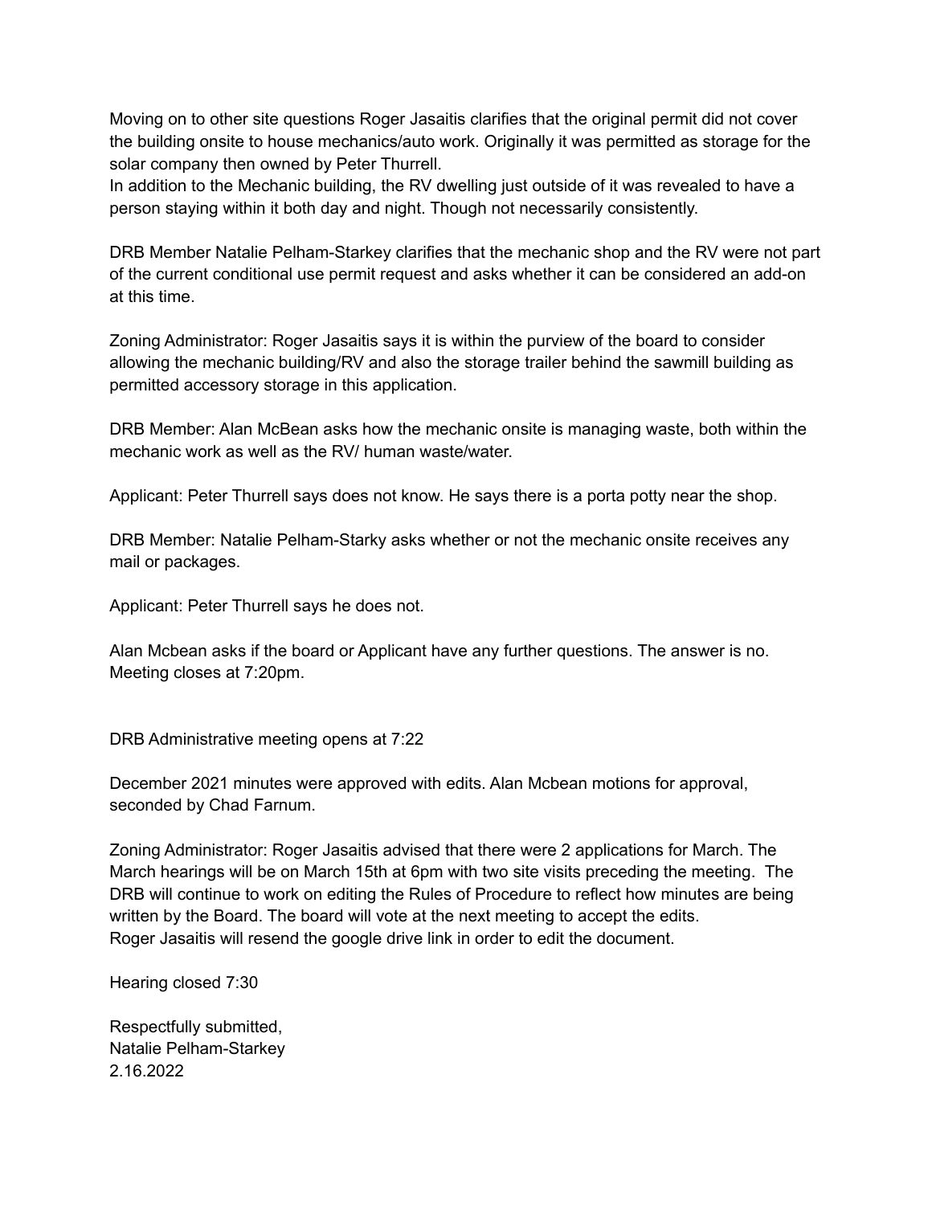Moving on to other site questions Roger Jasaitis clarifies that the original permit did not cover the building onsite to house mechanics/auto work. Originally it was permitted as storage for the solar company then owned by Peter Thurrell.
In addition to the Mechanic building, the RV dwelling just outside of it was revealed to have a person staying within it both day and night. Though not necessarily consistently.

DRB Member Natalie Pelham-Starkey clarifies that the mechanic shop and the RV were not part of the current conditional use permit request and asks whether it can be considered an add-on at this time.

Zoning Administrator: Roger Jasaitis says it is within the purview of the board to consider allowing the mechanic building/RV and also the storage trailer behind the sawmill building as permitted accessory storage in this application.

DRB Member: Alan McBean asks how the mechanic onsite is managing waste, both within the mechanic work as well as the RV/ human waste/water.

Applicant: Peter Thurrell says does not know. He says there is a porta potty near the shop.

DRB Member: Natalie Pelham-Starky asks whether or not the mechanic onsite receives any mail or packages.

Applicant: Peter Thurrell says he does not.

Alan Mcbean asks if the board or Applicant have any further questions. The answer is no. Meeting closes at 7:20pm.

DRB Administrative meeting opens at 7:22

December 2021 minutes were approved with edits. Alan Mcbean motions for approval, seconded by Chad Farnum.

Zoning Administrator: Roger Jasaitis advised that there were 2 applications for March. The March hearings will be on March 15th at 6pm with two site visits preceding the meeting. The DRB will continue to work on editing the Rules of Procedure to reflect how minutes are being written by the Board. The board will vote at the next meeting to accept the edits.
Roger Jasaitis will resend the google drive link in order to edit the document.

Hearing closed 7:30

Respectfully submitted,
Natalie Pelham-Starkey
2.16.2022